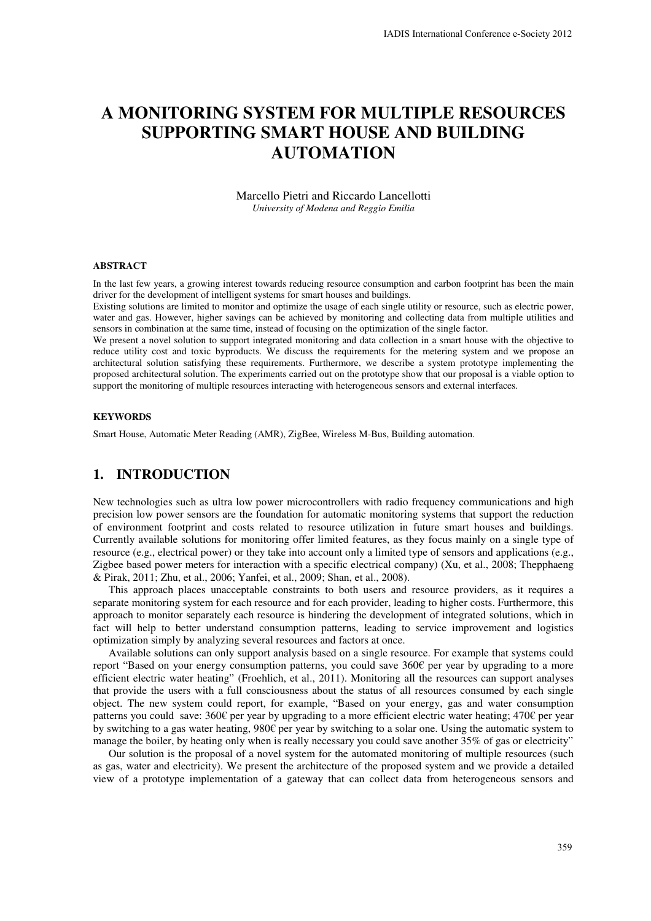# A MONITORING SYSTEM FOR MULTIPLE RESOURCES SUPPORTING SMART HOUSE AND BUILDING AUTOMATION

Marcello Pietri and Riccardo Lancellotti
*University of Modena and Reggio Emilia*

#### ABSTRACT

In the last few years, a growing interest towards reducing resource consumption and carbon footprint has been the main driver for the development of intelligent systems for smart houses and buildings.

Existing solutions are limited to monitor and optimize the usage of each single utility or resource, such as electric power, water and gas. However, higher savings can be achieved by monitoring and collecting data from multiple utilities and sensors in combination at the same time, instead of focusing on the optimization of the single factor.

We present a novel solution to support integrated monitoring and data collection in a smart house with the objective to reduce utility cost and toxic byproducts. We discuss the requirements for the metering system and we propose an architectural solution satisfying these requirements. Furthermore, we describe a system prototype implementing the proposed architectural solution. The experiments carried out on the prototype show that our proposal is a viable option to support the monitoring of multiple resources interacting with heterogeneous sensors and external interfaces.

#### KEYWORDS

Smart House, Automatic Meter Reading (AMR), ZigBee, Wireless M-Bus, Building automation.

## 1. INTRODUCTION

New technologies such as ultra low power microcontrollers with radio frequency communications and high precision low power sensors are the foundation for automatic monitoring systems that support the reduction of environment footprint and costs related to resource utilization in future smart houses and buildings. Currently available solutions for monitoring offer limited features, as they focus mainly on a single type of resource (e.g., electrical power) or they take into account only a limited type of sensors and applications (e.g., Zigbee based power meters for interaction with a specific electrical company) (Xu, et al., 2008; Thepphaeng & Pirak, 2011; Zhu, et al., 2006; Yanfei, et al., 2009; Shan, et al., 2008).

This approach places unacceptable constraints to both users and resource providers, as it requires a separate monitoring system for each resource and for each provider, leading to higher costs. Furthermore, this approach to monitor separately each resource is hindering the development of integrated solutions, which in fact will help to better understand consumption patterns, leading to service improvement and logistics optimization simply by analyzing several resources and factors at once.

Available solutions can only support analysis based on a single resource. For example that systems could report "Based on your energy consumption patterns, you could save 360€ per year by upgrading to a more efficient electric water heating" (Froehlich, et al., 2011). Monitoring all the resources can support analyses that provide the users with a full consciousness about the status of all resources consumed by each single object. The new system could report, for example, "Based on your energy, gas and water consumption patterns you could save: 360€ per year by upgrading to a more efficient electric water heating; 470€ per year by switching to a gas water heating, 980€ per year by switching to a solar one. Using the automatic system to manage the boiler, by heating only when is really necessary you could save another 35% of gas or electricity"

Our solution is the proposal of a novel system for the automated monitoring of multiple resources (such as gas, water and electricity). We present the architecture of the proposed system and we provide a detailed view of a prototype implementation of a gateway that can collect data from heterogeneous sensors and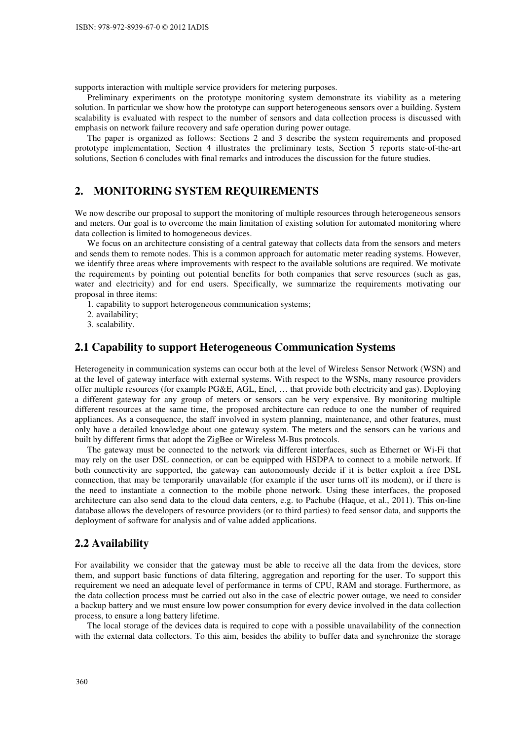supports interaction with multiple service providers for metering purposes.

Preliminary experiments on the prototype monitoring system demonstrate its viability as a metering solution. In particular we show how the prototype can support heterogeneous sensors over a building. System scalability is evaluated with respect to the number of sensors and data collection process is discussed with emphasis on network failure recovery and safe operation during power outage.

The paper is organized as follows: Sections 2 and 3 describe the system requirements and proposed prototype implementation, Section 4 illustrates the preliminary tests, Section 5 reports state-of-the-art solutions, Section 6 concludes with final remarks and introduces the discussion for the future studies.

## 2. MONITORING SYSTEM REQUIREMENTS

We now describe our proposal to support the monitoring of multiple resources through heterogeneous sensors and meters. Our goal is to overcome the main limitation of existing solution for automated monitoring where data collection is limited to homogeneous devices.

We focus on an architecture consisting of a central gateway that collects data from the sensors and meters and sends them to remote nodes. This is a common approach for automatic meter reading systems. However, we identify three areas where improvements with respect to the available solutions are required. We motivate the requirements by pointing out potential benefits for both companies that serve resources (such as gas, water and electricity) and for end users. Specifically, we summarize the requirements motivating our proposal in three items:

1. capability to support heterogeneous communication systems;
2. availability;
3. scalability.

### 2.1 Capability to support Heterogeneous Communication Systems

Heterogeneity in communication systems can occur both at the level of Wireless Sensor Network (WSN) and at the level of gateway interface with external systems. With respect to the WSNs, many resource providers offer multiple resources (for example PG&E, AGL, Enel, … that provide both electricity and gas). Deploying a different gateway for any group of meters or sensors can be very expensive. By monitoring multiple different resources at the same time, the proposed architecture can reduce to one the number of required appliances. As a consequence, the staff involved in system planning, maintenance, and other features, must only have a detailed knowledge about one gateway system. The meters and the sensors can be various and built by different firms that adopt the ZigBee or Wireless M-Bus protocols.

The gateway must be connected to the network via different interfaces, such as Ethernet or Wi-Fi that may rely on the user DSL connection, or can be equipped with HSDPA to connect to a mobile network. If both connectivity are supported, the gateway can autonomously decide if it is better exploit a free DSL connection, that may be temporarily unavailable (for example if the user turns off its modem), or if there is the need to instantiate a connection to the mobile phone network. Using these interfaces, the proposed architecture can also send data to the cloud data centers, e.g. to Pachube (Haque, et al., 2011). This on-line database allows the developers of resource providers (or to third parties) to feed sensor data, and supports the deployment of software for analysis and of value added applications.

### 2.2 Availability

For availability we consider that the gateway must be able to receive all the data from the devices, store them, and support basic functions of data filtering, aggregation and reporting for the user. To support this requirement we need an adequate level of performance in terms of CPU, RAM and storage. Furthermore, as the data collection process must be carried out also in the case of electric power outage, we need to consider a backup battery and we must ensure low power consumption for every device involved in the data collection process, to ensure a long battery lifetime.

The local storage of the devices data is required to cope with a possible unavailability of the connection with the external data collectors. To this aim, besides the ability to buffer data and synchronize the storage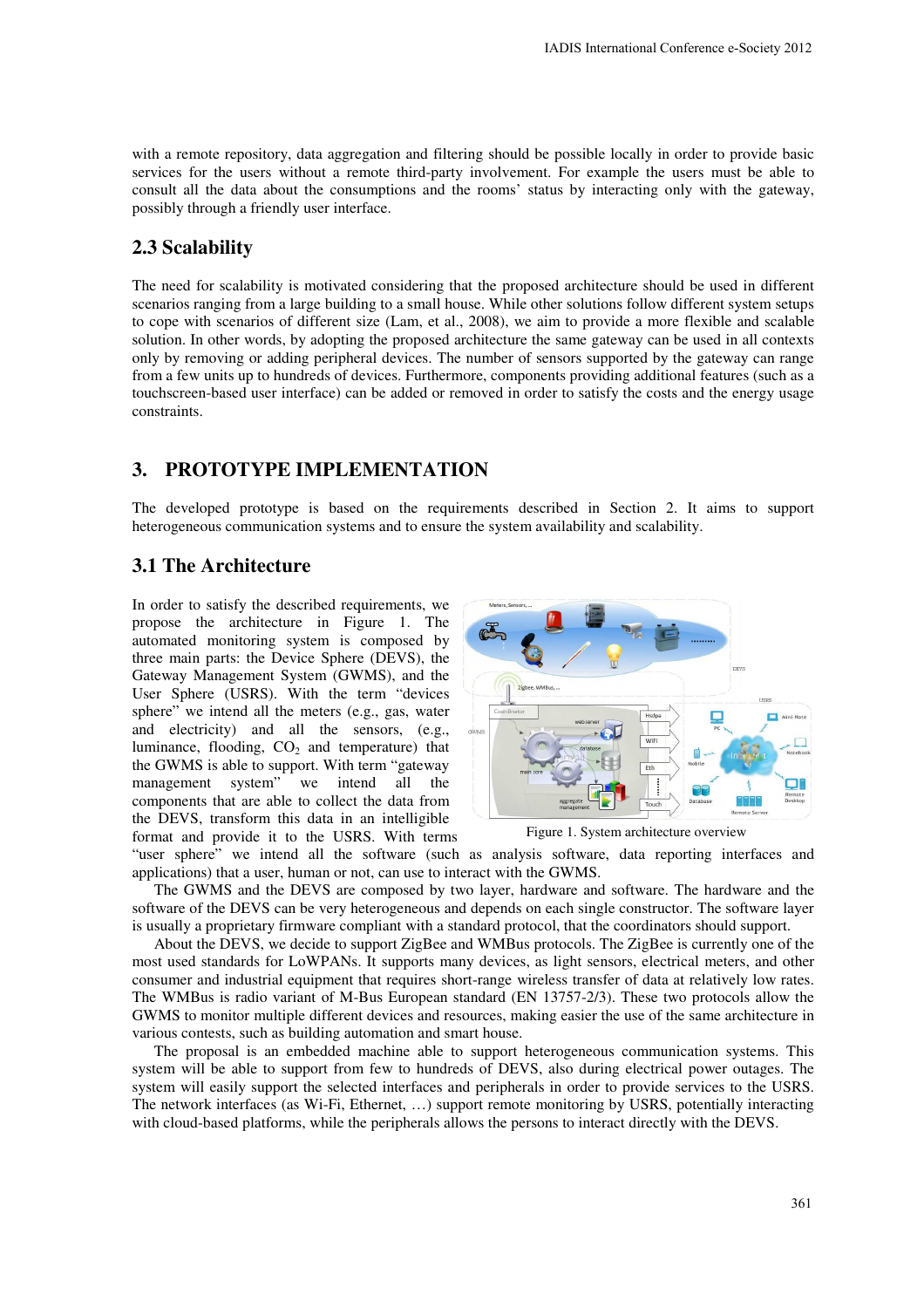with a remote repository, data aggregation and filtering should be possible locally in order to provide basic services for the users without a remote third-party involvement. For example the users must be able to consult all the data about the consumptions and the rooms' status by interacting only with the gateway, possibly through a friendly user interface.

## 2.3 Scalability

The need for scalability is motivated considering that the proposed architecture should be used in different scenarios ranging from a large building to a small house. While other solutions follow different system setups to cope with scenarios of different size (Lam, et al., 2008), we aim to provide a more flexible and scalable solution. In other words, by adopting the proposed architecture the same gateway can be used in all contexts only by removing or adding peripheral devices. The number of sensors supported by the gateway can range from a few units up to hundreds of devices. Furthermore, components providing additional features (such as a touchscreen-based user interface) can be added or removed in order to satisfy the costs and the energy usage constraints.

# 3. PROTOTYPE IMPLEMENTATION

The developed prototype is based on the requirements described in Section 2. It aims to support heterogeneous communication systems and to ensure the system availability and scalability.

## 3.1 The Architecture

In order to satisfy the described requirements, we propose the architecture in Figure 1. The automated monitoring system is composed by three main parts: the Device Sphere (DEVS), the Gateway Management System (GWMS), and the User Sphere (USRS). With the term "devices sphere" we intend all the meters (e.g., gas, water and electricity) and all the sensors, (e.g., luminance, flooding, $CO_2$ and temperature) that the GWMS is able to support. With term "gateway management system" we intend all the components that are able to collect the data from the DEVS, transform this data in an intelligible format and provide it to the USRS. With terms "user sphere" we intend all the software (such as analysis software, data reporting interfaces and applications) that a user, human or not, can use to interact with the GWMS.

Figure 1. System architecture overview

The GWMS and the DEVS are composed by two layer, hardware and software. The hardware and the software of the DEVS can be very heterogeneous and depends on each single constructor. The software layer is usually a proprietary firmware compliant with a standard protocol, that the coordinators should support.

About the DEVS, we decide to support ZigBee and WMBus protocols. The ZigBee is currently one of the most used standards for LoWPANs. It supports many devices, as light sensors, electrical meters, and other consumer and industrial equipment that requires short-range wireless transfer of data at relatively low rates. The WMBus is radio variant of M-Bus European standard (EN 13757-2/3). These two protocols allow the GWMS to monitor multiple different devices and resources, making easier the use of the same architecture in various contests, such as building automation and smart house.

The proposal is an embedded machine able to support heterogeneous communication systems. This system will be able to support from few to hundreds of DEVS, also during electrical power outages. The system will easily support the selected interfaces and peripherals in order to provide services to the USRS. The network interfaces (as Wi-Fi, Ethernet, …) support remote monitoring by USRS, potentially interacting with cloud-based platforms, while the peripherals allows the persons to interact directly with the DEVS.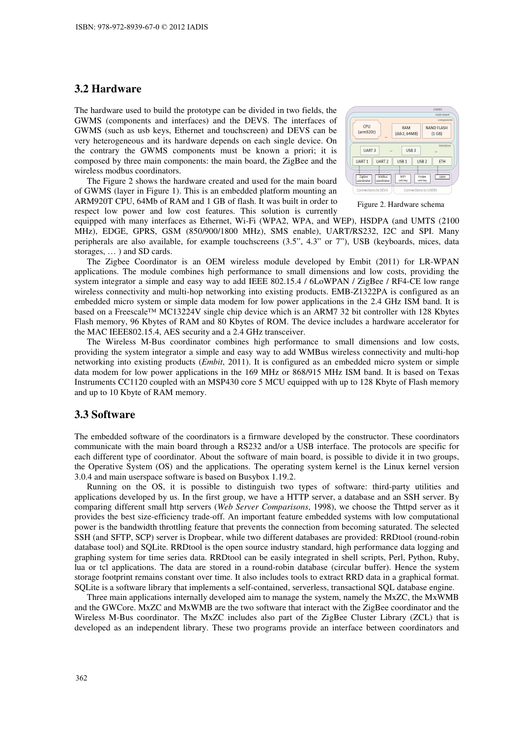## 3.2 Hardware

The hardware used to build the prototype can be divided in two fields, the GWMS (components and interfaces) and the DEVS. The interfaces of GWMS (such as usb keys, Ethernet and touchscreen) and DEVS can be very heterogeneous and its hardware depends on each single device. On the contrary the GWMS components must be known a priori; it is composed by three main components: the main board, the ZigBee and the wireless modbus coordinators.

The Figure 2 shows the hardware created and used for the main board of GWMS (layer in Figure 1). This is an embedded platform mounting an ARM920T CPU, 64Mb of RAM and 1 GB of flash. It was built in order to respect low power and low cost features. This solution is currently equipped with many interfaces as Ethernet, Wi-Fi (WPA2, WPA, and WEP), HSDPA (and UMTS (2100 MHz), EDGE, GPRS, GSM (850/900/1800 MHz), SMS enable), UART/RS232, I2C and SPI. Many peripherals are also available, for example touchscreens (3.5", 4.3" or 7"), USB (keyboards, mices, data storages, … ) and SD cards.

Figure 2. Hardware schema

The Zigbee Coordinator is an OEM wireless module developed by Embit (2011) for LR-WPAN applications. The module combines high performance to small dimensions and low costs, providing the system integrator a simple and easy way to add IEEE 802.15.4 / 6LoWPAN / ZigBee / RF4-CE low range wireless connectivity and multi-hop networking into existing products. EMB-Z1322PA is configured as an embedded micro system or simple data modem for low power applications in the 2.4 GHz ISM band. It is based on a Freescale™ MC13224V single chip device which is an ARM7 32 bit controller with 128 Kbytes Flash memory, 96 Kbytes of RAM and 80 Kbytes of ROM. The device includes a hardware accelerator for the MAC IEEE802.15.4, AES security and a 2.4 GHz transceiver.

The Wireless M-Bus coordinator combines high performance to small dimensions and low costs, providing the system integrator a simple and easy way to add WMBus wireless connectivity and multi-hop networking into existing products (*Embit*, 2011). It is configured as an embedded micro system or simple data modem for low power applications in the 169 MHz or 868/915 MHz ISM band. It is based on Texas Instruments CC1120 coupled with an MSP430 core 5 MCU equipped with up to 128 Kbyte of Flash memory and up to 10 Kbyte of RAM memory.

## 3.3 Software

The embedded software of the coordinators is a firmware developed by the constructor. These coordinators communicate with the main board through a RS232 and/or a USB interface. The protocols are specific for each different type of coordinator. About the software of main board, is possible to divide it in two groups, the Operative System (OS) and the applications. The operating system kernel is the Linux kernel version 3.0.4 and main userspace software is based on Busybox 1.19.2.

Running on the OS, it is possible to distinguish two types of software: third-party utilities and applications developed by us. In the first group, we have a HTTP server, a database and an SSH server. By comparing different small http servers (*Web Server Comparisons*, 1998), we choose the Thttpd server as it provides the best size-efficiency trade-off. An important feature embedded systems with low computational power is the bandwidth throttling feature that prevents the connection from becoming saturated. The selected SSH (and SFTP, SCP) server is Dropbear, while two different databases are provided: RRDtool (round-robin database tool) and SQLite. RRDtool is the open source industry standard, high performance data logging and graphing system for time series data. RRDtool can be easily integrated in shell scripts, Perl, Python, Ruby, lua or tcl applications. The data are stored in a round-robin database (circular buffer). Hence the system storage footprint remains constant over time. It also includes tools to extract RRD data in a graphical format. SQLite is a software library that implements a self-contained, serverless, transactional SQL database engine.

Three main applications internally developed aim to manage the system, namely the MxZC, the MxWMB and the GWCore. MxZC and MxWMB are the two software that interact with the ZigBee coordinator and the Wireless M-Bus coordinator. The MxZC includes also part of the ZigBee Cluster Library (ZCL) that is developed as an independent library. These two programs provide an interface between coordinators and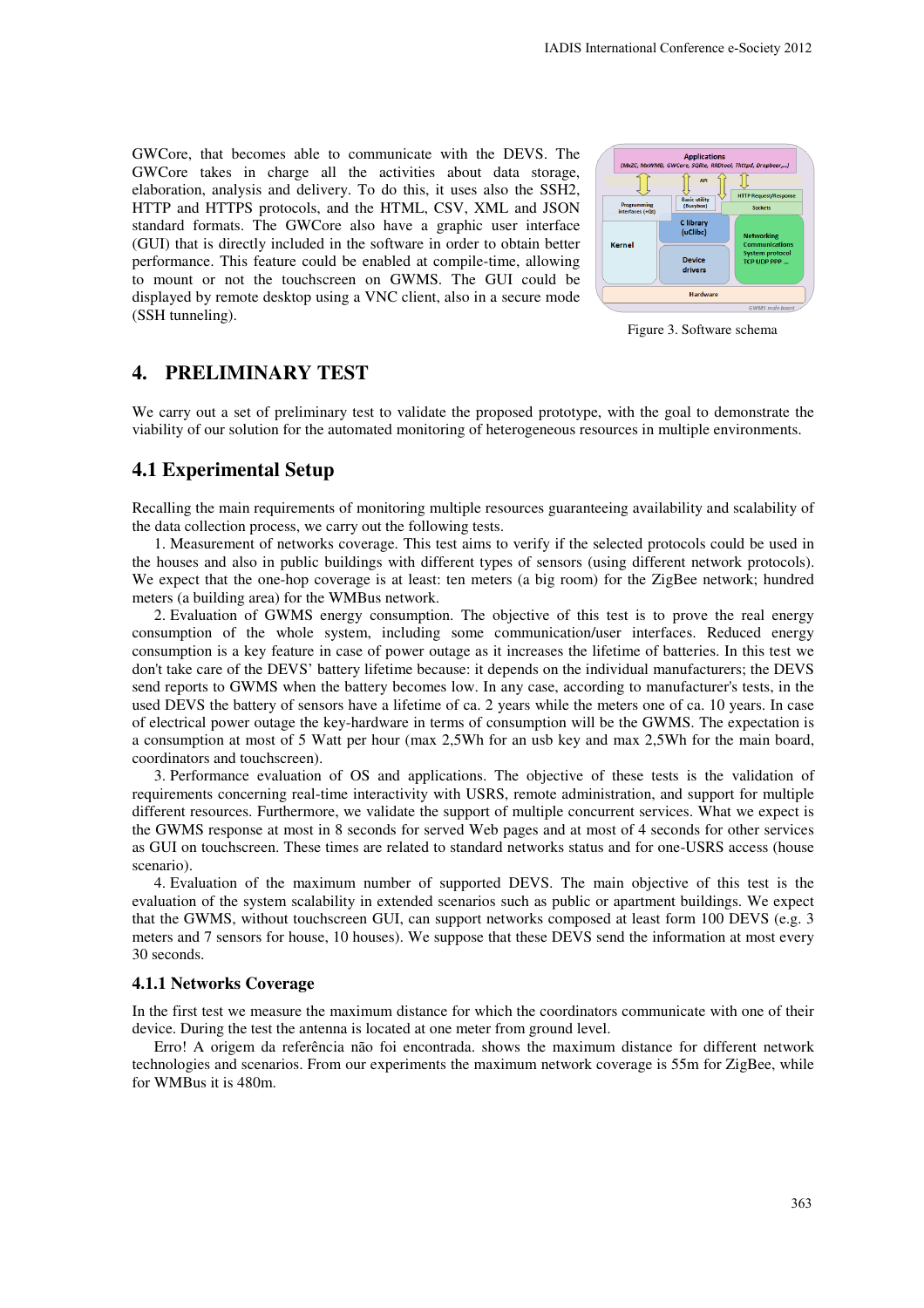GWCore, that becomes able to communicate with the DEVS. The GWCore takes in charge all the activities about data storage, elaboration, analysis and delivery. To do this, it uses also the SSH2, HTTP and HTTPS protocols, and the HTML, CSV, XML and JSON standard formats. The GWCore also have a graphic user interface (GUI) that is directly included in the software in order to obtain better performance. This feature could be enabled at compile-time, allowing to mount or not the touchscreen on GWMS. The GUI could be displayed by remote desktop using a VNC client, also in a secure mode (SSH tunneling).

Figure 3. Software schema

# 4. PRELIMINARY TEST

We carry out a set of preliminary test to validate the proposed prototype, with the goal to demonstrate the viability of our solution for the automated monitoring of heterogeneous resources in multiple environments.

## 4.1 Experimental Setup

Recalling the main requirements of monitoring multiple resources guaranteeing availability and scalability of the data collection process, we carry out the following tests.

1. Measurement of networks coverage. This test aims to verify if the selected protocols could be used in the houses and also in public buildings with different types of sensors (using different network protocols). We expect that the one-hop coverage is at least: ten meters (a big room) for the ZigBee network; hundred meters (a building area) for the WMBus network.

2. Evaluation of GWMS energy consumption. The objective of this test is to prove the real energy consumption of the whole system, including some communication/user interfaces. Reduced energy consumption is a key feature in case of power outage as it increases the lifetime of batteries. In this test we don't take care of the DEVS' battery lifetime because: it depends on the individual manufacturers; the DEVS send reports to GWMS when the battery becomes low. In any case, according to manufacturer's tests, in the used DEVS the battery of sensors have a lifetime of ca. 2 years while the meters one of ca. 10 years. In case of electrical power outage the key-hardware in terms of consumption will be the GWMS. The expectation is a consumption at most of 5 Watt per hour (max 2,5Wh for an usb key and max 2,5Wh for the main board, coordinators and touchscreen).

3. Performance evaluation of OS and applications. The objective of these tests is the validation of requirements concerning real-time interactivity with USRS, remote administration, and support for multiple different resources. Furthermore, we validate the support of multiple concurrent services. What we expect is the GWMS response at most in 8 seconds for served Web pages and at most of 4 seconds for other services as GUI on touchscreen. These times are related to standard networks status and for one-USRS access (house scenario).

4. Evaluation of the maximum number of supported DEVS. The main objective of this test is the evaluation of the system scalability in extended scenarios such as public or apartment buildings. We expect that the GWMS, without touchscreen GUI, can support networks composed at least form 100 DEVS (e.g. 3 meters and 7 sensors for house, 10 houses). We suppose that these DEVS send the information at most every 30 seconds.

### 4.1.1 Networks Coverage

In the first test we measure the maximum distance for which the coordinators communicate with one of their device. During the test the antenna is located at one meter from ground level.

Erro! A origem da referência não foi encontrada. shows the maximum distance for different network technologies and scenarios. From our experiments the maximum network coverage is 55m for ZigBee, while for WMBus it is 480m.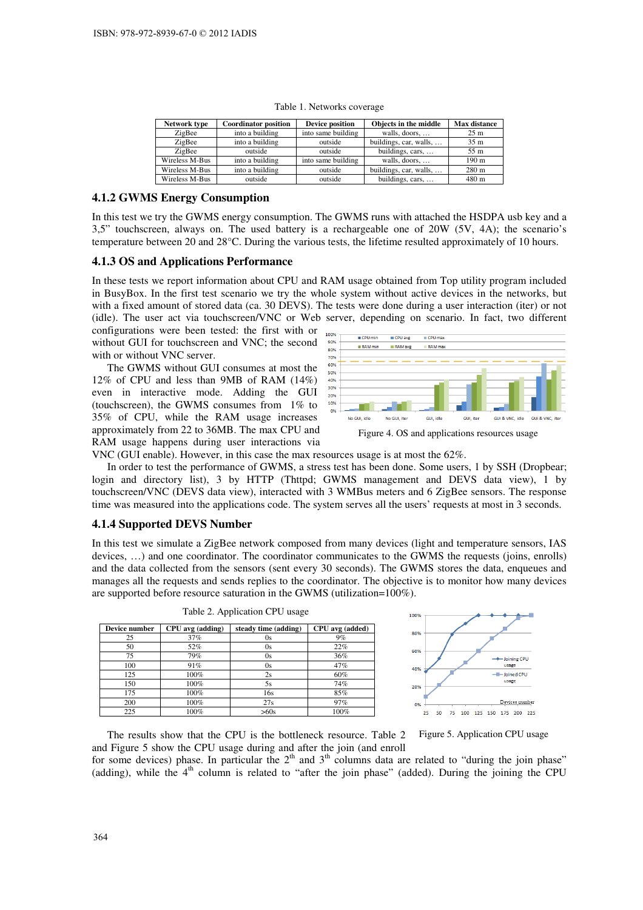Table 1. Networks coverage

| Network type | Coordinator position | Device position | Objects in the middle | Max distance |
|---|---|---|---|---|
| ZigBee | into a building | into same building | walls, doors, … | 25 m |
| ZigBee | into a building | outside | buildings, car, walls, … | 35 m |
| ZigBee | outside | outside | buildings, cars, … | 55 m |
| Wireless M-Bus | into a building | into same building | walls, doors, … | 190 m |
| Wireless M-Bus | into a building | outside | buildings, car, walls, … | 280 m |
| Wireless M-Bus | outside | outside | buildings, cars, … | 480 m |

### 4.1.2 GWMS Energy Consumption

In this test we try the GWMS energy consumption. The GWMS runs with attached the HSDPA usb key and a 3,5" touchscreen, always on. The used battery is a rechargeable one of 20W (5V, 4A); the scenario's temperature between 20 and 28°C. During the various tests, the lifetime resulted approximately of 10 hours.

### 4.1.3 OS and Applications Performance

In these tests we report information about CPU and RAM usage obtained from Top utility program included in BusyBox. In the first test scenario we try the whole system without active devices in the networks, but with a fixed amount of stored data (ca. 30 DEVS). The tests were done during a user interaction (iter) or not (idle). The user act via touchscreen/VNC or Web server, depending on scenario. In fact, two different configurations were been tested: the first with or without GUI for touchscreen and VNC; the second with or without VNC server.

The GWMS without GUI consumes at most the 12% of CPU and less than 9MB of RAM (14%) even in interactive mode. Adding the GUI (touchscreen), the GWMS consumes from 1% to 35% of CPU, while the RAM usage increases approximately from 22 to 36MB. The max CPU and RAM usage happens during user interactions via VNC (GUI enable). However, in this case the max resources usage is at most the 62%.

Figure 4. OS and applications resources usage

In order to test the performance of GWMS, a stress test has been done. Some users, 1 by SSH (Dropbear; login and directory list), 3 by HTTP (Thttpd; GWMS management and DEVS data view), 1 by touchscreen/VNC (DEVS data view), interacted with 3 WMBus meters and 6 ZigBee sensors. The response time was measured into the applications code. The system serves all the users' requests at most in 3 seconds.

### 4.1.4 Supported DEVS Number

In this test we simulate a ZigBee network composed from many devices (light and temperature sensors, IAS devices, …) and one coordinator. The coordinator communicates to the GWMS the requests (joins, enrolls) and the data collected from the sensors (sent every 30 seconds). The GWMS stores the data, enqueues and manages all the requests and sends replies to the coordinator. The objective is to monitor how many devices are supported before resource saturation in the GWMS (utilization=100%).

Table 2. Application CPU usage

| Device number | CPU avg (adding) | steady time (adding) | CPU avg (added) |
|---|---|---|---|
| 25 | 37% | 0s | 9% |
| 50 | 52% | 0s | 22% |
| 75 | 79% | 0s | 36% |
| 100 | 91% | 0s | 47% |
| 125 | 100% | 2s | 60% |
| 150 | 100% | 5s | 74% |
| 175 | 100% | 16s | 85% |
| 200 | 100% | 27s | 97% |
| 225 | 100% | >60s | 100% |

Figure 5. Application CPU usage

The results show that the CPU is the bottleneck resource. Table 2 and Figure 5 show the CPU usage during and after the join (and enroll for some devices) phase. In particular the 2nd and 3rd columns data are related to "during the join phase" (adding), while the 4th column is related to "after the join phase" (added). During the joining the CPU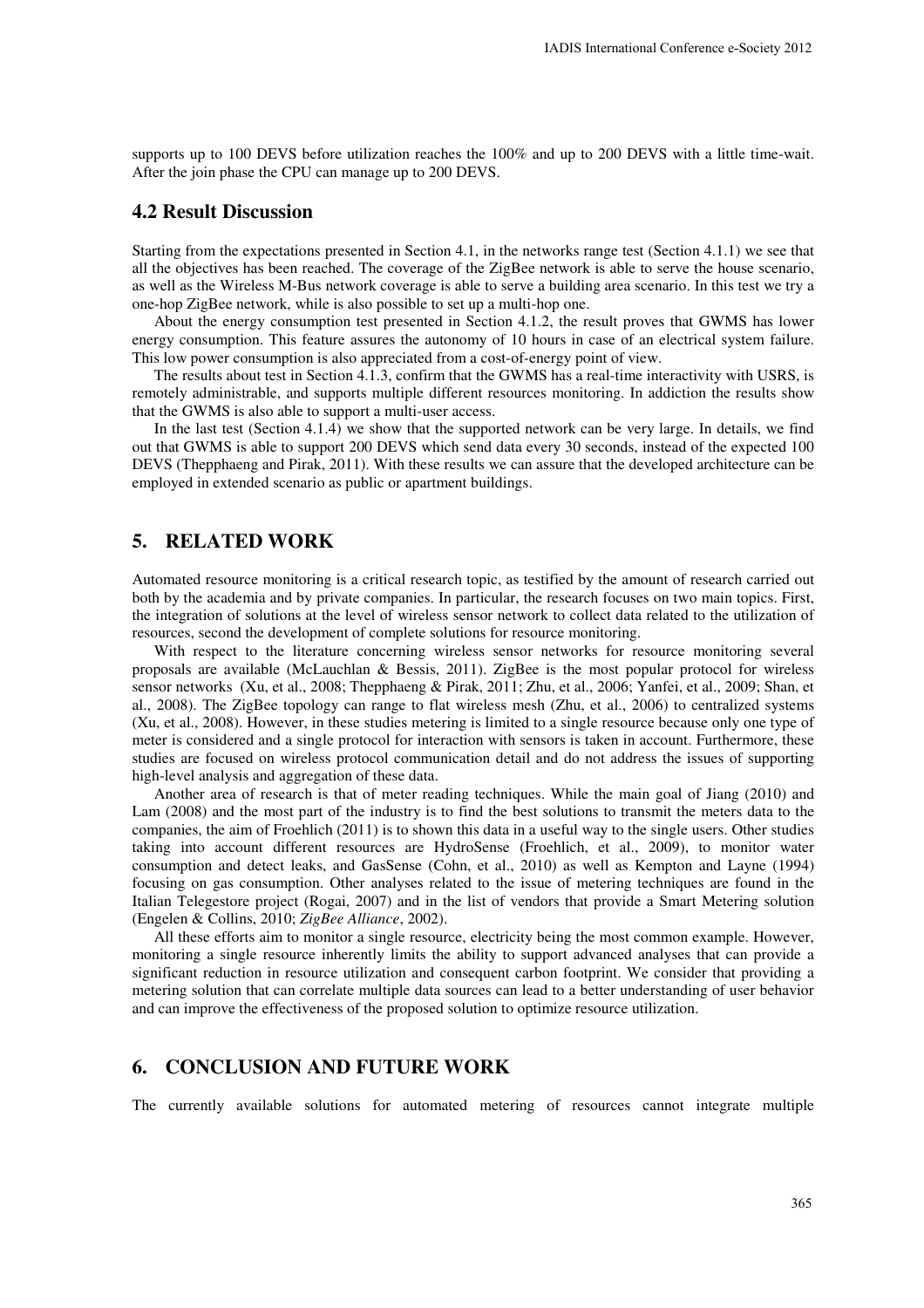supports up to 100 DEVS before utilization reaches the 100% and up to 200 DEVS with a little time-wait. After the join phase the CPU can manage up to 200 DEVS.

## 4.2 Result Discussion

Starting from the expectations presented in Section 4.1, in the networks range test (Section 4.1.1) we see that all the objectives has been reached. The coverage of the ZigBee network is able to serve the house scenario, as well as the Wireless M-Bus network coverage is able to serve a building area scenario. In this test we try a one-hop ZigBee network, while is also possible to set up a multi-hop one.

About the energy consumption test presented in Section 4.1.2, the result proves that GWMS has lower energy consumption. This feature assures the autonomy of 10 hours in case of an electrical system failure. This low power consumption is also appreciated from a cost-of-energy point of view.

The results about test in Section 4.1.3, confirm that the GWMS has a real-time interactivity with USRS, is remotely administrable, and supports multiple different resources monitoring. In addiction the results show that the GWMS is also able to support a multi-user access.

In the last test (Section 4.1.4) we show that the supported network can be very large. In details, we find out that GWMS is able to support 200 DEVS which send data every 30 seconds, instead of the expected 100 DEVS (Thepphaeng and Pirak, 2011). With these results we can assure that the developed architecture can be employed in extended scenario as public or apartment buildings.

# 5. RELATED WORK

Automated resource monitoring is a critical research topic, as testified by the amount of research carried out both by the academia and by private companies. In particular, the research focuses on two main topics. First, the integration of solutions at the level of wireless sensor network to collect data related to the utilization of resources, second the development of complete solutions for resource monitoring.

With respect to the literature concerning wireless sensor networks for resource monitoring several proposals are available (McLauchlan & Bessis, 2011). ZigBee is the most popular protocol for wireless sensor networks (Xu, et al., 2008; Thepphaeng & Pirak, 2011; Zhu, et al., 2006; Yanfei, et al., 2009; Shan, et al., 2008). The ZigBee topology can range to flat wireless mesh (Zhu, et al., 2006) to centralized systems (Xu, et al., 2008). However, in these studies metering is limited to a single resource because only one type of meter is considered and a single protocol for interaction with sensors is taken in account. Furthermore, these studies are focused on wireless protocol communication detail and do not address the issues of supporting high-level analysis and aggregation of these data.

Another area of research is that of meter reading techniques. While the main goal of Jiang (2010) and Lam (2008) and the most part of the industry is to find the best solutions to transmit the meters data to the companies, the aim of Froehlich (2011) is to shown this data in a useful way to the single users. Other studies taking into account different resources are HydroSense (Froehlich, et al., 2009), to monitor water consumption and detect leaks, and GasSense (Cohn, et al., 2010) as well as Kempton and Layne (1994) focusing on gas consumption. Other analyses related to the issue of metering techniques are found in the Italian Telegestore project (Rogai, 2007) and in the list of vendors that provide a Smart Metering solution (Engelen & Collins, 2010; *ZigBee Alliance*, 2002).

All these efforts aim to monitor a single resource, electricity being the most common example. However, monitoring a single resource inherently limits the ability to support advanced analyses that can provide a significant reduction in resource utilization and consequent carbon footprint. We consider that providing a metering solution that can correlate multiple data sources can lead to a better understanding of user behavior and can improve the effectiveness of the proposed solution to optimize resource utilization.

# 6. CONCLUSION AND FUTURE WORK

The currently available solutions for automated metering of resources cannot integrate multiple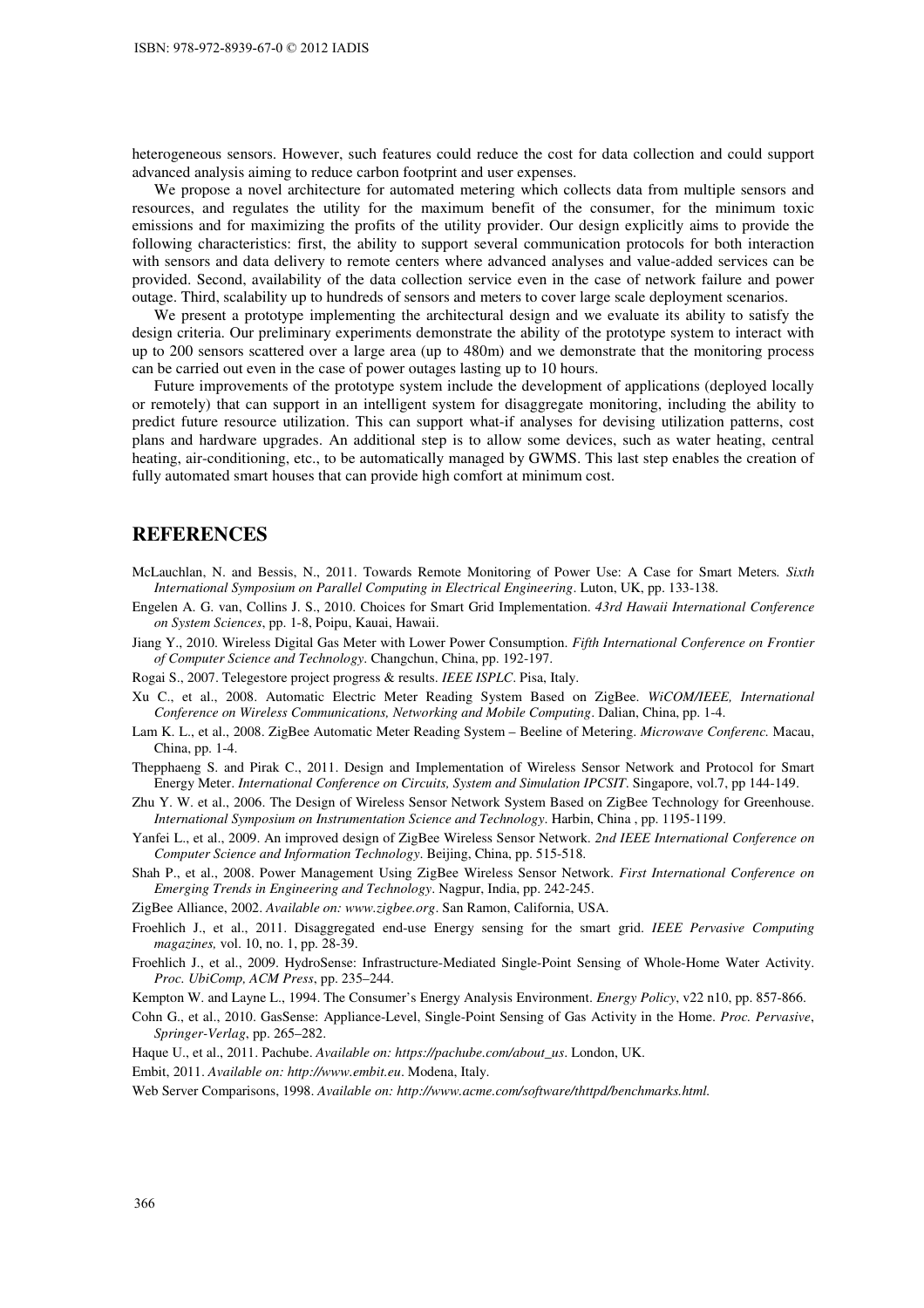heterogeneous sensors. However, such features could reduce the cost for data collection and could support advanced analysis aiming to reduce carbon footprint and user expenses.

We propose a novel architecture for automated metering which collects data from multiple sensors and resources, and regulates the utility for the maximum benefit of the consumer, for the minimum toxic emissions and for maximizing the profits of the utility provider. Our design explicitly aims to provide the following characteristics: first, the ability to support several communication protocols for both interaction with sensors and data delivery to remote centers where advanced analyses and value-added services can be provided. Second, availability of the data collection service even in the case of network failure and power outage. Third, scalability up to hundreds of sensors and meters to cover large scale deployment scenarios.

We present a prototype implementing the architectural design and we evaluate its ability to satisfy the design criteria. Our preliminary experiments demonstrate the ability of the prototype system to interact with up to 200 sensors scattered over a large area (up to 480m) and we demonstrate that the monitoring process can be carried out even in the case of power outages lasting up to 10 hours.

Future improvements of the prototype system include the development of applications (deployed locally or remotely) that can support in an intelligent system for disaggregate monitoring, including the ability to predict future resource utilization. This can support what-if analyses for devising utilization patterns, cost plans and hardware upgrades. An additional step is to allow some devices, such as water heating, central heating, air-conditioning, etc., to be automatically managed by GWMS. This last step enables the creation of fully automated smart houses that can provide high comfort at minimum cost.

## REFERENCES

McLauchlan, N. and Bessis, N., 2011. Towards Remote Monitoring of Power Use: A Case for Smart Meters. *Sixth International Symposium on Parallel Computing in Electrical Engineering*. Luton, UK, pp. 133-138.

Engelen A. G. van, Collins J. S., 2010. Choices for Smart Grid Implementation. *43rd Hawaii International Conference on System Sciences*, pp. 1-8, Poipu, Kauai, Hawaii.

Jiang Y., 2010. Wireless Digital Gas Meter with Lower Power Consumption. *Fifth International Conference on Frontier of Computer Science and Technology*. Changchun, China, pp. 192-197.

Rogai S., 2007. Telegestore project progress & results. *IEEE ISPLC*. Pisa, Italy.

Xu C., et al., 2008. Automatic Electric Meter Reading System Based on ZigBee. *WiCOM/IEEE, International Conference on Wireless Communications, Networking and Mobile Computing*. Dalian, China, pp. 1-4.

Lam K. L., et al., 2008. ZigBee Automatic Meter Reading System – Beeline of Metering. *Microwave Conferenc.* Macau, China, pp. 1-4.

Thepphaeng S. and Pirak C., 2011. Design and Implementation of Wireless Sensor Network and Protocol for Smart Energy Meter. *International Conference on Circuits, System and Simulation IPCSIT*. Singapore, vol.7, pp 144-149.

Zhu Y. W. et al., 2006. The Design of Wireless Sensor Network System Based on ZigBee Technology for Greenhouse. *International Symposium on Instrumentation Science and Technology*. Harbin, China , pp. 1195-1199.

Yanfei L., et al., 2009. An improved design of ZigBee Wireless Sensor Network. *2nd IEEE International Conference on Computer Science and Information Technology*. Beijing, China, pp. 515-518.

Shah P., et al., 2008. Power Management Using ZigBee Wireless Sensor Network. *First International Conference on Emerging Trends in Engineering and Technology*. Nagpur, India, pp. 242-245.

ZigBee Alliance, 2002. *Available on: www.zigbee.org*. San Ramon, California, USA.

Froehlich J., et al., 2011. Disaggregated end-use Energy sensing for the smart grid. *IEEE Pervasive Computing magazines,* vol. 10, no. 1, pp. 28-39.

Froehlich J., et al., 2009. HydroSense: Infrastructure-Mediated Single-Point Sensing of Whole-Home Water Activity. *Proc. UbiComp, ACM Press*, pp. 235–244.

Kempton W. and Layne L., 1994. The Consumer's Energy Analysis Environment. *Energy Policy*, v22 n10, pp. 857-866.

Cohn G., et al., 2010. GasSense: Appliance-Level, Single-Point Sensing of Gas Activity in the Home. *Proc. Pervasive*, *Springer-Verlag*, pp. 265–282.

Haque U., et al., 2011. Pachube. *Available on: https://pachube.com/about_us*. London, UK.

Embit, 2011. *Available on: http://www.embit.eu*. Modena, Italy.

Web Server Comparisons, 1998. *Available on: http://www.acme.com/software/thttpd/benchmarks.html.*